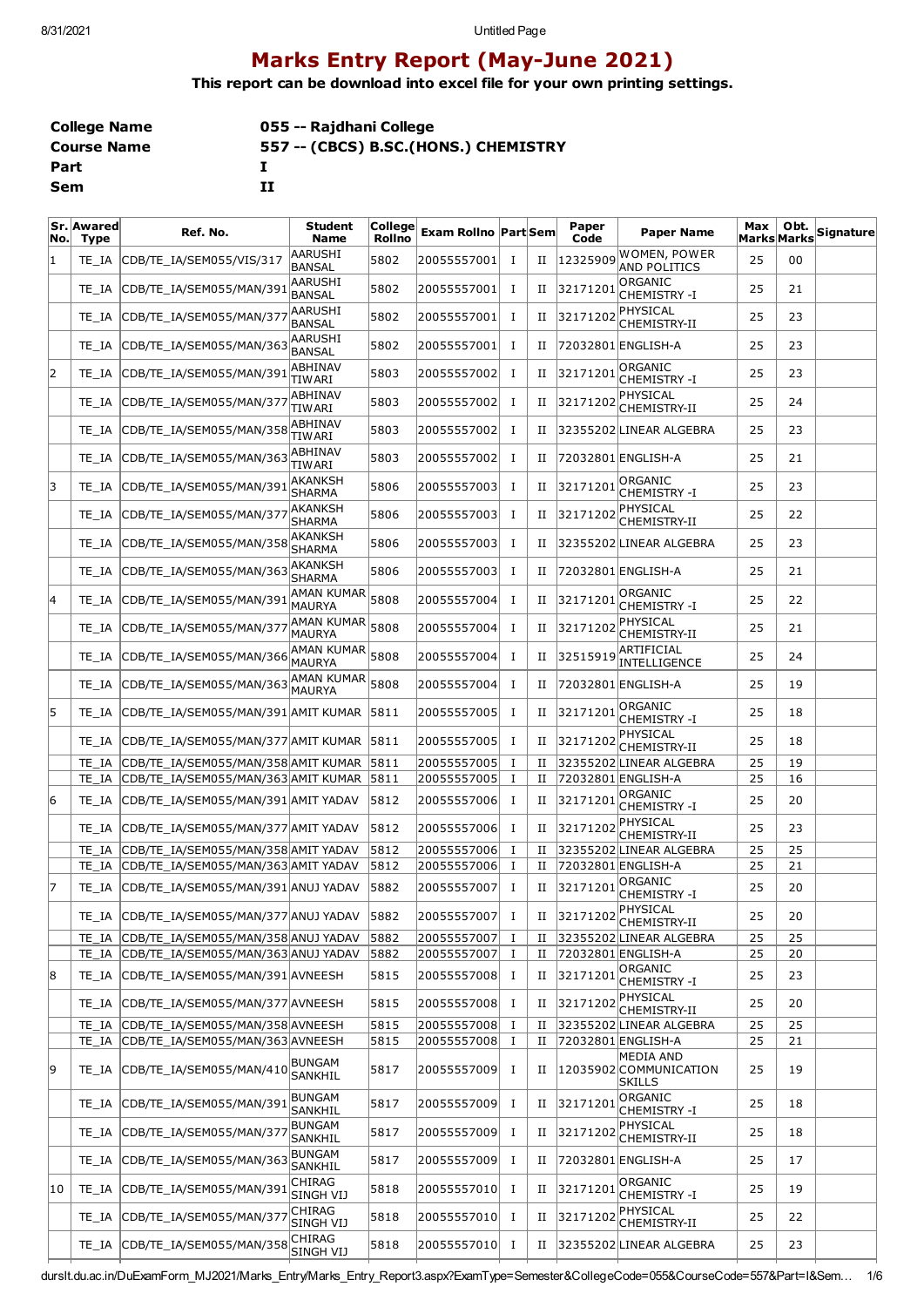# Marks Entry Report (May-June 2021)

**This report can be download into excel file for your own printing settings.**

| | |
|---|---|
| **College Name** | **055 -- Rajdhani College** |
| **Course Name** | **557 -- (CBCS) B.SC.(HONS.) CHEMISTRY** |
| **Part** | **I** |
| **Sem** | **II** |

| Sr. No. | Awared Type | Ref. No. | Student Name | College Rollno | Exam Rollno | Part | Sem | Paper Code | Paper Name | Max Marks | Obt. Marks | Signature |
|---|---|---|---|---|---|---|---|---|---|---|---|---|
| 1 | TE_IA | CDB/TE_IA/SEM055/VIS/317 | AARUSHI BANSAL | 5802 | 20055557001 | I | II | 12325909 | WOMEN, POWER AND POLITICS | 25 | 00 | |
| | TE_IA | CDB/TE_IA/SEM055/MAN/391 | AARUSHI BANSAL | 5802 | 20055557001 | I | II | 32171201 | ORGANIC CHEMISTRY -I | 25 | 21 | |
| | TE_IA | CDB/TE_IA/SEM055/MAN/377 | AARUSHI BANSAL | 5802 | 20055557001 | I | II | 32171202 | PHYSICAL CHEMISTRY-II | 25 | 23 | |
| | TE_IA | CDB/TE_IA/SEM055/MAN/363 | AARUSHI BANSAL | 5802 | 20055557001 | I | II | 72032801 | ENGLISH-A | 25 | 23 | |
| 2 | TE_IA | CDB/TE_IA/SEM055/MAN/391 | ABHINAV TIWARI | 5803 | 20055557002 | I | II | 32171201 | ORGANIC CHEMISTRY -I | 25 | 23 | |
| | TE_IA | CDB/TE_IA/SEM055/MAN/377 | ABHINAV TIWARI | 5803 | 20055557002 | I | II | 32171202 | PHYSICAL CHEMISTRY-II | 25 | 24 | |
| | TE_IA | CDB/TE_IA/SEM055/MAN/358 | ABHINAV TIWARI | 5803 | 20055557002 | I | II | 32355202 | LINEAR ALGEBRA | 25 | 23 | |
| | TE_IA | CDB/TE_IA/SEM055/MAN/363 | ABHINAV TIWARI | 5803 | 20055557002 | I | II | 72032801 | ENGLISH-A | 25 | 21 | |
| 3 | TE_IA | CDB/TE_IA/SEM055/MAN/391 | AKANKSH SHARMA | 5806 | 20055557003 | I | II | 32171201 | ORGANIC CHEMISTRY -I | 25 | 23 | |
| | TE_IA | CDB/TE_IA/SEM055/MAN/377 | AKANKSH SHARMA | 5806 | 20055557003 | I | II | 32171202 | PHYSICAL CHEMISTRY-II | 25 | 22 | |
| | TE_IA | CDB/TE_IA/SEM055/MAN/358 | AKANKSH SHARMA | 5806 | 20055557003 | I | II | 32355202 | LINEAR ALGEBRA | 25 | 23 | |
| | TE_IA | CDB/TE_IA/SEM055/MAN/363 | AKANKSH SHARMA | 5806 | 20055557003 | I | II | 72032801 | ENGLISH-A | 25 | 21 | |
| 4 | TE_IA | CDB/TE_IA/SEM055/MAN/391 | AMAN KUMAR MAURYA | 5808 | 20055557004 | I | II | 32171201 | ORGANIC CHEMISTRY -I | 25 | 22 | |
| | TE_IA | CDB/TE_IA/SEM055/MAN/377 | AMAN KUMAR MAURYA | 5808 | 20055557004 | I | II | 32171202 | PHYSICAL CHEMISTRY-II | 25 | 21 | |
| | TE_IA | CDB/TE_IA/SEM055/MAN/366 | AMAN KUMAR MAURYA | 5808 | 20055557004 | I | II | 32515919 | ARTIFICIAL INTELLIGENCE | 25 | 24 | |
| | TE_IA | CDB/TE_IA/SEM055/MAN/363 | AMAN KUMAR MAURYA | 5808 | 20055557004 | I | II | 72032801 | ENGLISH-A | 25 | 19 | |
| 5 | TE_IA | CDB/TE_IA/SEM055/MAN/391 | AMIT KUMAR | 5811 | 20055557005 | I | II | 32171201 | ORGANIC CHEMISTRY -I | 25 | 18 | |
| | TE_IA | CDB/TE_IA/SEM055/MAN/377 | AMIT KUMAR | 5811 | 20055557005 | I | II | 32171202 | PHYSICAL CHEMISTRY-II | 25 | 18 | |
| | TE_IA | CDB/TE_IA/SEM055/MAN/358 | AMIT KUMAR | 5811 | 20055557005 | I | II | 32355202 | LINEAR ALGEBRA | 25 | 19 | |
| | TE_IA | CDB/TE_IA/SEM055/MAN/363 | AMIT KUMAR | 5811 | 20055557005 | I | II | 72032801 | ENGLISH-A | 25 | 16 | |
| 6 | TE_IA | CDB/TE_IA/SEM055/MAN/391 | AMIT YADAV | 5812 | 20055557006 | I | II | 32171201 | ORGANIC CHEMISTRY -I | 25 | 20 | |
| | TE_IA | CDB/TE_IA/SEM055/MAN/377 | AMIT YADAV | 5812 | 20055557006 | I | II | 32171202 | PHYSICAL CHEMISTRY-II | 25 | 23 | |
| | TE_IA | CDB/TE_IA/SEM055/MAN/358 | AMIT YADAV | 5812 | 20055557006 | I | II | 32355202 | LINEAR ALGEBRA | 25 | 25 | |
| | TE_IA | CDB/TE_IA/SEM055/MAN/363 | AMIT YADAV | 5812 | 20055557006 | I | II | 72032801 | ENGLISH-A | 25 | 21 | |
| 7 | TE_IA | CDB/TE_IA/SEM055/MAN/391 | ANUJ YADAV | 5882 | 20055557007 | I | II | 32171201 | ORGANIC CHEMISTRY -I | 25 | 20 | |
| | TE_IA | CDB/TE_IA/SEM055/MAN/377 | ANUJ YADAV | 5882 | 20055557007 | I | II | 32171202 | PHYSICAL CHEMISTRY-II | 25 | 20 | |
| | TE_IA | CDB/TE_IA/SEM055/MAN/358 | ANUJ YADAV | 5882 | 20055557007 | I | II | 32355202 | LINEAR ALGEBRA | 25 | 25 | |
| | TE_IA | CDB/TE_IA/SEM055/MAN/363 | ANUJ YADAV | 5882 | 20055557007 | I | II | 72032801 | ENGLISH-A | 25 | 20 | |
| 8 | TE_IA | CDB/TE_IA/SEM055/MAN/391 | AVNEESH | 5815 | 20055557008 | I | II | 32171201 | ORGANIC CHEMISTRY -I | 25 | 23 | |
| | TE_IA | CDB/TE_IA/SEM055/MAN/377 | AVNEESH | 5815 | 20055557008 | I | II | 32171202 | PHYSICAL CHEMISTRY-II | 25 | 20 | |
| | TE_IA | CDB/TE_IA/SEM055/MAN/358 | AVNEESH | 5815 | 20055557008 | I | II | 32355202 | LINEAR ALGEBRA | 25 | 25 | |
| | TE_IA | CDB/TE_IA/SEM055/MAN/363 | AVNEESH | 5815 | 20055557008 | I | II | 72032801 | ENGLISH-A | 25 | 21 | |
| 9 | TE_IA | CDB/TE_IA/SEM055/MAN/410 | BUNGAM SANKHIL | 5817 | 20055557009 | I | II | 12035902 | MEDIA AND COMMUNICATION SKILLS | 25 | 19 | |
| | TE_IA | CDB/TE_IA/SEM055/MAN/391 | BUNGAM SANKHIL | 5817 | 20055557009 | I | II | 32171201 | ORGANIC CHEMISTRY -I | 25 | 18 | |
| | TE_IA | CDB/TE_IA/SEM055/MAN/377 | BUNGAM SANKHIL | 5817 | 20055557009 | I | II | 32171202 | PHYSICAL CHEMISTRY-II | 25 | 18 | |
| | TE_IA | CDB/TE_IA/SEM055/MAN/363 | BUNGAM SANKHIL | 5817 | 20055557009 | I | II | 72032801 | ENGLISH-A | 25 | 17 | |
| 10 | TE_IA | CDB/TE_IA/SEM055/MAN/391 | CHIRAG SINGH VIJ | 5818 | 20055557010 | I | II | 32171201 | ORGANIC CHEMISTRY -I | 25 | 19 | |
| | TE_IA | CDB/TE_IA/SEM055/MAN/377 | CHIRAG SINGH VIJ | 5818 | 20055557010 | I | II | 32171202 | PHYSICAL CHEMISTRY-II | 25 | 22 | |
| | TE_IA | CDB/TE_IA/SEM055/MAN/358 | CHIRAG SINGH VIJ | 5818 | 20055557010 | I | II | 32355202 | LINEAR ALGEBRA | 25 | 23 | |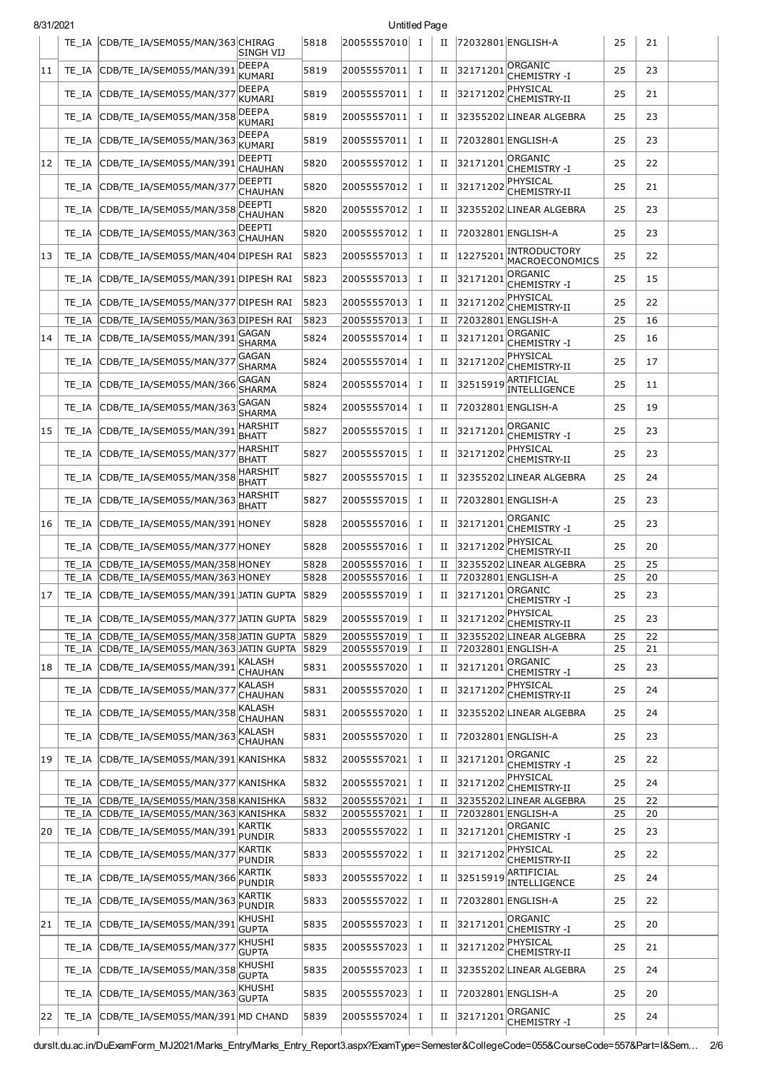| | | | | | | | | | | | | |
|---|---|---|---|---|---|---|---|---|---|---|---|---|
| | TE_IA | CDB/TE_IA/SEM055/MAN/363 | CHIRAG SINGH VIJ | 5818 | 20055557010 | I | II | 72032801 | ENGLISH-A | 25 | 21 | |
| 11 | TE_IA | CDB/TE_IA/SEM055/MAN/391 | DEEPA KUMARI | 5819 | 20055557011 | I | II | 32171201 | ORGANIC CHEMISTRY -I | 25 | 23 | |
| | TE_IA | CDB/TE_IA/SEM055/MAN/377 | DEEPA KUMARI | 5819 | 20055557011 | I | II | 32171202 | PHYSICAL CHEMISTRY-II | 25 | 21 | |
| | TE_IA | CDB/TE_IA/SEM055/MAN/358 | DEEPA KUMARI | 5819 | 20055557011 | I | II | 32355202 | LINEAR ALGEBRA | 25 | 23 | |
| | TE_IA | CDB/TE_IA/SEM055/MAN/363 | DEEPA KUMARI | 5819 | 20055557011 | I | II | 72032801 | ENGLISH-A | 25 | 23 | |
| 12 | TE_IA | CDB/TE_IA/SEM055/MAN/391 | DEEPTI CHAUHAN | 5820 | 20055557012 | I | II | 32171201 | ORGANIC CHEMISTRY -I | 25 | 22 | |
| | TE_IA | CDB/TE_IA/SEM055/MAN/377 | DEEPTI CHAUHAN | 5820 | 20055557012 | I | II | 32171202 | PHYSICAL CHEMISTRY-II | 25 | 21 | |
| | TE_IA | CDB/TE_IA/SEM055/MAN/358 | DEEPTI CHAUHAN | 5820 | 20055557012 | I | II | 32355202 | LINEAR ALGEBRA | 25 | 23 | |
| | TE_IA | CDB/TE_IA/SEM055/MAN/363 | DEEPTI CHAUHAN | 5820 | 20055557012 | I | II | 72032801 | ENGLISH-A | 25 | 23 | |
| 13 | TE_IA | CDB/TE_IA/SEM055/MAN/404 | DIPESH RAI | 5823 | 20055557013 | I | II | 12275201 | INTRODUCTORY MACROECONOMICS | 25 | 22 | |
| | TE_IA | CDB/TE_IA/SEM055/MAN/391 | DIPESH RAI | 5823 | 20055557013 | I | II | 32171201 | ORGANIC CHEMISTRY -I | 25 | 15 | |
| | TE_IA | CDB/TE_IA/SEM055/MAN/377 | DIPESH RAI | 5823 | 20055557013 | I | II | 32171202 | PHYSICAL CHEMISTRY-II | 25 | 22 | |
| | TE_IA | CDB/TE_IA/SEM055/MAN/363 | DIPESH RAI | 5823 | 20055557013 | I | II | 72032801 | ENGLISH-A | 25 | 16 | |
| 14 | TE_IA | CDB/TE_IA/SEM055/MAN/391 | GAGAN SHARMA | 5824 | 20055557014 | I | II | 32171201 | ORGANIC CHEMISTRY -I | 25 | 16 | |
| | TE_IA | CDB/TE_IA/SEM055/MAN/377 | GAGAN SHARMA | 5824 | 20055557014 | I | II | 32171202 | PHYSICAL CHEMISTRY-II | 25 | 17 | |
| | TE_IA | CDB/TE_IA/SEM055/MAN/366 | GAGAN SHARMA | 5824 | 20055557014 | I | II | 32515919 | ARTIFICIAL INTELLIGENCE | 25 | 11 | |
| | TE_IA | CDB/TE_IA/SEM055/MAN/363 | GAGAN SHARMA | 5824 | 20055557014 | I | II | 72032801 | ENGLISH-A | 25 | 19 | |
| 15 | TE_IA | CDB/TE_IA/SEM055/MAN/391 | HARSHIT BHATT | 5827 | 20055557015 | I | II | 32171201 | ORGANIC CHEMISTRY -I | 25 | 23 | |
| | TE_IA | CDB/TE_IA/SEM055/MAN/377 | HARSHIT BHATT | 5827 | 20055557015 | I | II | 32171202 | PHYSICAL CHEMISTRY-II | 25 | 23 | |
| | TE_IA | CDB/TE_IA/SEM055/MAN/358 | HARSHIT BHATT | 5827 | 20055557015 | I | II | 32355202 | LINEAR ALGEBRA | 25 | 24 | |
| | TE_IA | CDB/TE_IA/SEM055/MAN/363 | HARSHIT BHATT | 5827 | 20055557015 | I | II | 72032801 | ENGLISH-A | 25 | 23 | |
| 16 | TE_IA | CDB/TE_IA/SEM055/MAN/391 | HONEY | 5828 | 20055557016 | I | II | 32171201 | ORGANIC CHEMISTRY -I | 25 | 23 | |
| | TE_IA | CDB/TE_IA/SEM055/MAN/377 | HONEY | 5828 | 20055557016 | I | II | 32171202 | PHYSICAL CHEMISTRY-II | 25 | 20 | |
| | TE_IA | CDB/TE_IA/SEM055/MAN/358 | HONEY | 5828 | 20055557016 | I | II | 32355202 | LINEAR ALGEBRA | 25 | 25 | |
| | TE_IA | CDB/TE_IA/SEM055/MAN/363 | HONEY | 5828 | 20055557016 | I | II | 72032801 | ENGLISH-A | 25 | 20 | |
| 17 | TE_IA | CDB/TE_IA/SEM055/MAN/391 | JATIN GUPTA | 5829 | 20055557019 | I | II | 32171201 | ORGANIC CHEMISTRY -I | 25 | 23 | |
| | TE_IA | CDB/TE_IA/SEM055/MAN/377 | JATIN GUPTA | 5829 | 20055557019 | I | II | 32171202 | PHYSICAL CHEMISTRY-II | 25 | 23 | |
| | TE_IA | CDB/TE_IA/SEM055/MAN/358 | JATIN GUPTA | 5829 | 20055557019 | I | II | 32355202 | LINEAR ALGEBRA | 25 | 22 | |
| | TE_IA | CDB/TE_IA/SEM055/MAN/363 | JATIN GUPTA | 5829 | 20055557019 | I | II | 72032801 | ENGLISH-A | 25 | 21 | |
| 18 | TE_IA | CDB/TE_IA/SEM055/MAN/391 | KALASH CHAUHAN | 5831 | 20055557020 | I | II | 32171201 | ORGANIC CHEMISTRY -I | 25 | 23 | |
| | TE_IA | CDB/TE_IA/SEM055/MAN/377 | KALASH CHAUHAN | 5831 | 20055557020 | I | II | 32171202 | PHYSICAL CHEMISTRY-II | 25 | 24 | |
| | TE_IA | CDB/TE_IA/SEM055/MAN/358 | KALASH CHAUHAN | 5831 | 20055557020 | I | II | 32355202 | LINEAR ALGEBRA | 25 | 24 | |
| | TE_IA | CDB/TE_IA/SEM055/MAN/363 | KALASH CHAUHAN | 5831 | 20055557020 | I | II | 72032801 | ENGLISH-A | 25 | 23 | |
| 19 | TE_IA | CDB/TE_IA/SEM055/MAN/391 | KANISHKA | 5832 | 20055557021 | I | II | 32171201 | ORGANIC CHEMISTRY -I | 25 | 22 | |
| | TE_IA | CDB/TE_IA/SEM055/MAN/377 | KANISHKA | 5832 | 20055557021 | I | II | 32171202 | PHYSICAL CHEMISTRY-II | 25 | 24 | |
| | TE_IA | CDB/TE_IA/SEM055/MAN/358 | KANISHKA | 5832 | 20055557021 | I | II | 32355202 | LINEAR ALGEBRA | 25 | 22 | |
| | TE_IA | CDB/TE_IA/SEM055/MAN/363 | KANISHKA | 5832 | 20055557021 | I | II | 72032801 | ENGLISH-A | 25 | 20 | |
| 20 | TE_IA | CDB/TE_IA/SEM055/MAN/391 | KARTIK PUNDIR | 5833 | 20055557022 | I | II | 32171201 | ORGANIC CHEMISTRY -I | 25 | 23 | |
| | TE_IA | CDB/TE_IA/SEM055/MAN/377 | KARTIK PUNDIR | 5833 | 20055557022 | I | II | 32171202 | PHYSICAL CHEMISTRY-II | 25 | 22 | |
| | TE_IA | CDB/TE_IA/SEM055/MAN/366 | KARTIK PUNDIR | 5833 | 20055557022 | I | II | 32515919 | ARTIFICIAL INTELLIGENCE | 25 | 24 | |
| | TE_IA | CDB/TE_IA/SEM055/MAN/363 | KARTIK PUNDIR | 5833 | 20055557022 | I | II | 72032801 | ENGLISH-A | 25 | 22 | |
| 21 | TE_IA | CDB/TE_IA/SEM055/MAN/391 | KHUSHI GUPTA | 5835 | 20055557023 | I | II | 32171201 | ORGANIC CHEMISTRY -I | 25 | 20 | |
| | TE_IA | CDB/TE_IA/SEM055/MAN/377 | KHUSHI GUPTA | 5835 | 20055557023 | I | II | 32171202 | PHYSICAL CHEMISTRY-II | 25 | 21 | |
| | TE_IA | CDB/TE_IA/SEM055/MAN/358 | KHUSHI GUPTA | 5835 | 20055557023 | I | II | 32355202 | LINEAR ALGEBRA | 25 | 24 | |
| | TE_IA | CDB/TE_IA/SEM055/MAN/363 | KHUSHI GUPTA | 5835 | 20055557023 | I | II | 72032801 | ENGLISH-A | 25 | 20 | |
| 22 | TE_IA | CDB/TE_IA/SEM055/MAN/391 | MD CHAND | 5839 | 20055557024 | I | II | 32171201 | ORGANIC CHEMISTRY -I | 25 | 24 | |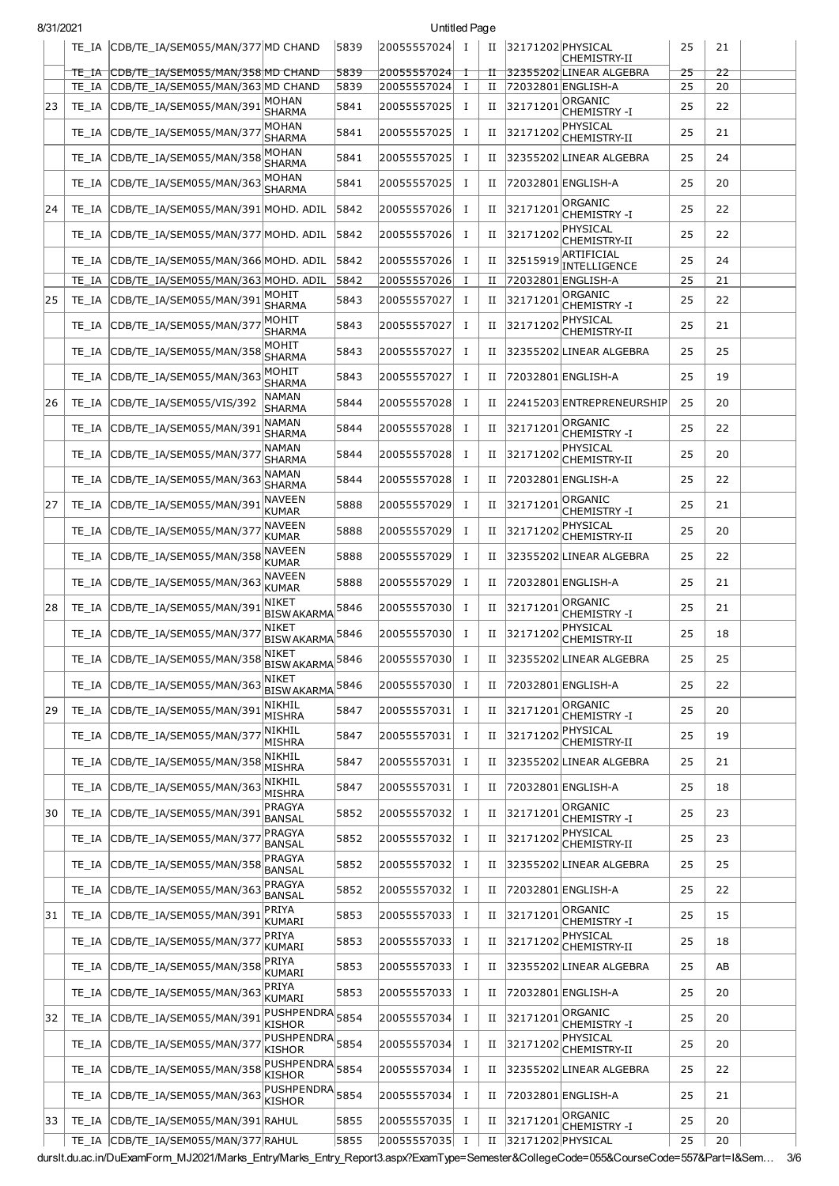| | | | | | | | | | | | | |
|---|---|---|---|---|---|---|---|---|---|---|---|---|
| | TE_IA | CDB/TE_IA/SEM055/MAN/377 | MD CHAND | 5839 | 20055557024 | I | II | 32171202 | PHYSICAL CHEMISTRY-II | 25 | 21 | |
| | TE_IA | CDB/TE_IA/SEM055/MAN/358 | MD CHAND | 5839 | 20055557024 | I | II | 32355202 | LINEAR ALGEBRA | 25 | 22 | |
| | TE_IA | CDB/TE_IA/SEM055/MAN/363 | MD CHAND | 5839 | 20055557024 | I | II | 72032801 | ENGLISH-A | 25 | 20 | |
| 23 | TE_IA | CDB/TE_IA/SEM055/MAN/391 | MOHAN SHARMA | 5841 | 20055557025 | I | II | 32171201 | ORGANIC CHEMISTRY -I | 25 | 22 | |
| | TE_IA | CDB/TE_IA/SEM055/MAN/377 | MOHAN SHARMA | 5841 | 20055557025 | I | II | 32171202 | PHYSICAL CHEMISTRY-II | 25 | 21 | |
| | TE_IA | CDB/TE_IA/SEM055/MAN/358 | MOHAN SHARMA | 5841 | 20055557025 | I | II | 32355202 | LINEAR ALGEBRA | 25 | 24 | |
| | TE_IA | CDB/TE_IA/SEM055/MAN/363 | MOHAN SHARMA | 5841 | 20055557025 | I | II | 72032801 | ENGLISH-A | 25 | 20 | |
| 24 | TE_IA | CDB/TE_IA/SEM055/MAN/391 | MOHD. ADIL | 5842 | 20055557026 | I | II | 32171201 | ORGANIC CHEMISTRY -I | 25 | 22 | |
| | TE_IA | CDB/TE_IA/SEM055/MAN/377 | MOHD. ADIL | 5842 | 20055557026 | I | II | 32171202 | PHYSICAL CHEMISTRY-II | 25 | 22 | |
| | TE_IA | CDB/TE_IA/SEM055/MAN/366 | MOHD. ADIL | 5842 | 20055557026 | I | II | 32515919 | ARTIFICIAL INTELLIGENCE | 25 | 24 | |
| | TE_IA | CDB/TE_IA/SEM055/MAN/363 | MOHD. ADIL | 5842 | 20055557026 | I | II | 72032801 | ENGLISH-A | 25 | 21 | |
| 25 | TE_IA | CDB/TE_IA/SEM055/MAN/391 | MOHIT SHARMA | 5843 | 20055557027 | I | II | 32171201 | ORGANIC CHEMISTRY -I | 25 | 22 | |
| | TE_IA | CDB/TE_IA/SEM055/MAN/377 | MOHIT SHARMA | 5843 | 20055557027 | I | II | 32171202 | PHYSICAL CHEMISTRY-II | 25 | 21 | |
| | TE_IA | CDB/TE_IA/SEM055/MAN/358 | MOHIT SHARMA | 5843 | 20055557027 | I | II | 32355202 | LINEAR ALGEBRA | 25 | 25 | |
| | TE_IA | CDB/TE_IA/SEM055/MAN/363 | MOHIT SHARMA | 5843 | 20055557027 | I | II | 72032801 | ENGLISH-A | 25 | 19 | |
| 26 | TE_IA | CDB/TE_IA/SEM055/VIS/392 | NAMAN SHARMA | 5844 | 20055557028 | I | II | 22415203 | ENTREPRENEURSHIP | 25 | 20 | |
| | TE_IA | CDB/TE_IA/SEM055/MAN/391 | NAMAN SHARMA | 5844 | 20055557028 | I | II | 32171201 | ORGANIC CHEMISTRY -I | 25 | 22 | |
| | TE_IA | CDB/TE_IA/SEM055/MAN/377 | NAMAN SHARMA | 5844 | 20055557028 | I | II | 32171202 | PHYSICAL CHEMISTRY-II | 25 | 20 | |
| | TE_IA | CDB/TE_IA/SEM055/MAN/363 | NAMAN SHARMA | 5844 | 20055557028 | I | II | 72032801 | ENGLISH-A | 25 | 22 | |
| 27 | TE_IA | CDB/TE_IA/SEM055/MAN/391 | NAVEEN KUMAR | 5888 | 20055557029 | I | II | 32171201 | ORGANIC CHEMISTRY -I | 25 | 21 | |
| | TE_IA | CDB/TE_IA/SEM055/MAN/377 | NAVEEN KUMAR | 5888 | 20055557029 | I | II | 32171202 | PHYSICAL CHEMISTRY-II | 25 | 20 | |
| | TE_IA | CDB/TE_IA/SEM055/MAN/358 | NAVEEN KUMAR | 5888 | 20055557029 | I | II | 32355202 | LINEAR ALGEBRA | 25 | 22 | |
| | TE_IA | CDB/TE_IA/SEM055/MAN/363 | NAVEEN KUMAR | 5888 | 20055557029 | I | II | 72032801 | ENGLISH-A | 25 | 21 | |
| 28 | TE_IA | CDB/TE_IA/SEM055/MAN/391 | NIKET BISWAKARMA | 5846 | 20055557030 | I | II | 32171201 | ORGANIC CHEMISTRY -I | 25 | 21 | |
| | TE_IA | CDB/TE_IA/SEM055/MAN/377 | NIKET BISWAKARMA | 5846 | 20055557030 | I | II | 32171202 | PHYSICAL CHEMISTRY-II | 25 | 18 | |
| | TE_IA | CDB/TE_IA/SEM055/MAN/358 | NIKET BISWAKARMA | 5846 | 20055557030 | I | II | 32355202 | LINEAR ALGEBRA | 25 | 25 | |
| | TE_IA | CDB/TE_IA/SEM055/MAN/363 | NIKET BISWAKARMA | 5846 | 20055557030 | I | II | 72032801 | ENGLISH-A | 25 | 22 | |
| 29 | TE_IA | CDB/TE_IA/SEM055/MAN/391 | NIKHIL MISHRA | 5847 | 20055557031 | I | II | 32171201 | ORGANIC CHEMISTRY -I | 25 | 20 | |
| | TE_IA | CDB/TE_IA/SEM055/MAN/377 | NIKHIL MISHRA | 5847 | 20055557031 | I | II | 32171202 | PHYSICAL CHEMISTRY-II | 25 | 19 | |
| | TE_IA | CDB/TE_IA/SEM055/MAN/358 | NIKHIL MISHRA | 5847 | 20055557031 | I | II | 32355202 | LINEAR ALGEBRA | 25 | 21 | |
| | TE_IA | CDB/TE_IA/SEM055/MAN/363 | NIKHIL MISHRA | 5847 | 20055557031 | I | II | 72032801 | ENGLISH-A | 25 | 18 | |
| 30 | TE_IA | CDB/TE_IA/SEM055/MAN/391 | PRAGYA BANSAL | 5852 | 20055557032 | I | II | 32171201 | ORGANIC CHEMISTRY -I | 25 | 23 | |
| | TE_IA | CDB/TE_IA/SEM055/MAN/377 | PRAGYA BANSAL | 5852 | 20055557032 | I | II | 32171202 | PHYSICAL CHEMISTRY-II | 25 | 23 | |
| | TE_IA | CDB/TE_IA/SEM055/MAN/358 | PRAGYA BANSAL | 5852 | 20055557032 | I | II | 32355202 | LINEAR ALGEBRA | 25 | 25 | |
| | TE_IA | CDB/TE_IA/SEM055/MAN/363 | PRAGYA BANSAL | 5852 | 20055557032 | I | II | 72032801 | ENGLISH-A | 25 | 22 | |
| 31 | TE_IA | CDB/TE_IA/SEM055/MAN/391 | PRIYA KUMARI | 5853 | 20055557033 | I | II | 32171201 | ORGANIC CHEMISTRY -I | 25 | 15 | |
| | TE_IA | CDB/TE_IA/SEM055/MAN/377 | PRIYA KUMARI | 5853 | 20055557033 | I | II | 32171202 | PHYSICAL CHEMISTRY-II | 25 | 18 | |
| | TE_IA | CDB/TE_IA/SEM055/MAN/358 | PRIYA KUMARI | 5853 | 20055557033 | I | II | 32355202 | LINEAR ALGEBRA | 25 | AB | |
| | TE_IA | CDB/TE_IA/SEM055/MAN/363 | PRIYA KUMARI | 5853 | 20055557033 | I | II | 72032801 | ENGLISH-A | 25 | 20 | |
| 32 | TE_IA | CDB/TE_IA/SEM055/MAN/391 | PUSHPENDRA KISHOR | 5854 | 20055557034 | I | II | 32171201 | ORGANIC CHEMISTRY -I | 25 | 20 | |
| | TE_IA | CDB/TE_IA/SEM055/MAN/377 | PUSHPENDRA KISHOR | 5854 | 20055557034 | I | II | 32171202 | PHYSICAL CHEMISTRY-II | 25 | 20 | |
| | TE_IA | CDB/TE_IA/SEM055/MAN/358 | PUSHPENDRA KISHOR | 5854 | 20055557034 | I | II | 32355202 | LINEAR ALGEBRA | 25 | 22 | |
| | TE_IA | CDB/TE_IA/SEM055/MAN/363 | PUSHPENDRA KISHOR | 5854 | 20055557034 | I | II | 72032801 | ENGLISH-A | 25 | 21 | |
| 33 | TE_IA | CDB/TE_IA/SEM055/MAN/391 | RAHUL | 5855 | 20055557035 | I | II | 32171201 | ORGANIC CHEMISTRY -I | 25 | 20 | |
| | TE_IA | CDB/TE_IA/SEM055/MAN/377 | RAHUL | 5855 | 20055557035 | I | II | 32171202 | PHYSICAL | 25 | 20 | |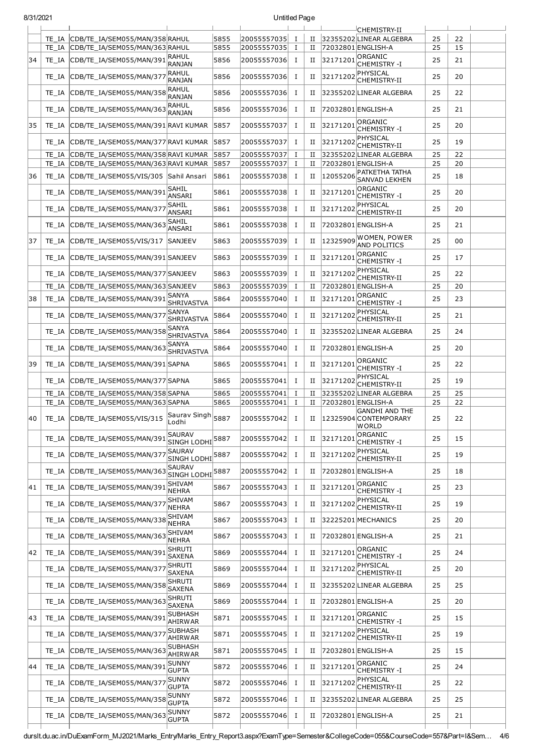| | | | | | | | | | | | | |
|---|---|---|---|---|---|---|---|---|---|---|---|---|
| | | | | | | | | | CHEMISTRY-II | | | |
| | TE_IA | CDB/TE_IA/SEM055/MAN/358 | RAHUL | 5855 | 20055557035 | I | II | 32355202 | LINEAR ALGEBRA | 25 | 22 | |
| | TE_IA | CDB/TE_IA/SEM055/MAN/363 | RAHUL | 5855 | 20055557035 | I | II | 72032801 | ENGLISH-A | 25 | 15 | |
| 34 | TE_IA | CDB/TE_IA/SEM055/MAN/391 | RAHUL RANJAN | 5856 | 20055557036 | I | II | 32171201 | ORGANIC CHEMISTRY -I | 25 | 21 | |
| | TE_IA | CDB/TE_IA/SEM055/MAN/377 | RAHUL RANJAN | 5856 | 20055557036 | I | II | 32171202 | PHYSICAL CHEMISTRY-II | 25 | 20 | |
| | TE_IA | CDB/TE_IA/SEM055/MAN/358 | RAHUL RANJAN | 5856 | 20055557036 | I | II | 32355202 | LINEAR ALGEBRA | 25 | 22 | |
| | TE_IA | CDB/TE_IA/SEM055/MAN/363 | RAHUL RANJAN | 5856 | 20055557036 | I | II | 72032801 | ENGLISH-A | 25 | 21 | |
| 35 | TE_IA | CDB/TE_IA/SEM055/MAN/391 | RAVI KUMAR | 5857 | 20055557037 | I | II | 32171201 | ORGANIC CHEMISTRY -I | 25 | 20 | |
| | TE_IA | CDB/TE_IA/SEM055/MAN/377 | RAVI KUMAR | 5857 | 20055557037 | I | II | 32171202 | PHYSICAL CHEMISTRY-II | 25 | 19 | |
| | TE_IA | CDB/TE_IA/SEM055/MAN/358 | RAVI KUMAR | 5857 | 20055557037 | I | II | 32355202 | LINEAR ALGEBRA | 25 | 22 | |
| | TE_IA | CDB/TE_IA/SEM055/MAN/363 | RAVI KUMAR | 5857 | 20055557037 | I | II | 72032801 | ENGLISH-A | 25 | 20 | |
| 36 | TE_IA | CDB/TE_IA/SEM055/VIS/305 | Sahil Ansari | 5861 | 20055557038 | I | II | 12055206 | PATKETHA TATHA SANVAD LEKHEN | 25 | 18 | |
| | TE_IA | CDB/TE_IA/SEM055/MAN/391 | SAHIL ANSARI | 5861 | 20055557038 | I | II | 32171201 | ORGANIC CHEMISTRY -I | 25 | 20 | |
| | TE_IA | CDB/TE_IA/SEM055/MAN/377 | SAHIL ANSARI | 5861 | 20055557038 | I | II | 32171202 | PHYSICAL CHEMISTRY-II | 25 | 20 | |
| | TE_IA | CDB/TE_IA/SEM055/MAN/363 | SAHIL ANSARI | 5861 | 20055557038 | I | II | 72032801 | ENGLISH-A | 25 | 21 | |
| 37 | TE_IA | CDB/TE_IA/SEM055/VIS/317 | SANJEEV | 5863 | 20055557039 | I | II | 12325909 | WOMEN, POWER AND POLITICS | 25 | 00 | |
| | TE_IA | CDB/TE_IA/SEM055/MAN/391 | SANJEEV | 5863 | 20055557039 | I | II | 32171201 | ORGANIC CHEMISTRY -I | 25 | 17 | |
| | TE_IA | CDB/TE_IA/SEM055/MAN/377 | SANJEEV | 5863 | 20055557039 | I | II | 32171202 | PHYSICAL CHEMISTRY-II | 25 | 22 | |
| | TE_IA | CDB/TE_IA/SEM055/MAN/363 | SANJEEV | 5863 | 20055557039 | I | II | 72032801 | ENGLISH-A | 25 | 20 | |
| 38 | TE_IA | CDB/TE_IA/SEM055/MAN/391 | SANYA SHRIVASTVA | 5864 | 20055557040 | I | II | 32171201 | ORGANIC CHEMISTRY -I | 25 | 23 | |
| | TE_IA | CDB/TE_IA/SEM055/MAN/377 | SANYA SHRIVASTVA | 5864 | 20055557040 | I | II | 32171202 | PHYSICAL CHEMISTRY-II | 25 | 21 | |
| | TE_IA | CDB/TE_IA/SEM055/MAN/358 | SANYA SHRIVASTVA | 5864 | 20055557040 | I | II | 32355202 | LINEAR ALGEBRA | 25 | 24 | |
| | TE_IA | CDB/TE_IA/SEM055/MAN/363 | SANYA SHRIVASTVA | 5864 | 20055557040 | I | II | 72032801 | ENGLISH-A | 25 | 20 | |
| 39 | TE_IA | CDB/TE_IA/SEM055/MAN/391 | SAPNA | 5865 | 20055557041 | I | II | 32171201 | ORGANIC CHEMISTRY -I | 25 | 22 | |
| | TE_IA | CDB/TE_IA/SEM055/MAN/377 | SAPNA | 5865 | 20055557041 | I | II | 32171202 | PHYSICAL CHEMISTRY-II | 25 | 19 | |
| | TE_IA | CDB/TE_IA/SEM055/MAN/358 | SAPNA | 5865 | 20055557041 | I | II | 32355202 | LINEAR ALGEBRA | 25 | 25 | |
| | TE_IA | CDB/TE_IA/SEM055/MAN/363 | SAPNA | 5865 | 20055557041 | I | II | 72032801 | ENGLISH-A | 25 | 22 | |
| 40 | TE_IA | CDB/TE_IA/SEM055/VIS/315 | Saurav Singh Lodhi | 5887 | 20055557042 | I | II | 12325904 | GANDHI AND THE CONTEMPORARY WORLD | 25 | 22 | |
| | TE_IA | CDB/TE_IA/SEM055/MAN/391 | SAURAV SINGH LODHI | 5887 | 20055557042 | I | II | 32171201 | ORGANIC CHEMISTRY -I | 25 | 15 | |
| | TE_IA | CDB/TE_IA/SEM055/MAN/377 | SAURAV SINGH LODHI | 5887 | 20055557042 | I | II | 32171202 | PHYSICAL CHEMISTRY-II | 25 | 19 | |
| | TE_IA | CDB/TE_IA/SEM055/MAN/363 | SAURAV SINGH LODHI | 5887 | 20055557042 | I | II | 72032801 | ENGLISH-A | 25 | 18 | |
| 41 | TE_IA | CDB/TE_IA/SEM055/MAN/391 | SHIVAM NEHRA | 5867 | 20055557043 | I | II | 32171201 | ORGANIC CHEMISTRY -I | 25 | 23 | |
| | TE_IA | CDB/TE_IA/SEM055/MAN/377 | SHIVAM NEHRA | 5867 | 20055557043 | I | II | 32171202 | PHYSICAL CHEMISTRY-II | 25 | 19 | |
| | TE_IA | CDB/TE_IA/SEM055/MAN/338 | SHIVAM NEHRA | 5867 | 20055557043 | I | II | 32225201 | MECHANICS | 25 | 20 | |
| | TE_IA | CDB/TE_IA/SEM055/MAN/363 | SHIVAM NEHRA | 5867 | 20055557043 | I | II | 72032801 | ENGLISH-A | 25 | 21 | |
| 42 | TE_IA | CDB/TE_IA/SEM055/MAN/391 | SHRUTI SAXENA | 5869 | 20055557044 | I | II | 32171201 | ORGANIC CHEMISTRY -I | 25 | 24 | |
| | TE_IA | CDB/TE_IA/SEM055/MAN/377 | SHRUTI SAXENA | 5869 | 20055557044 | I | II | 32171202 | PHYSICAL CHEMISTRY-II | 25 | 20 | |
| | TE_IA | CDB/TE_IA/SEM055/MAN/358 | SHRUTI SAXENA | 5869 | 20055557044 | I | II | 32355202 | LINEAR ALGEBRA | 25 | 25 | |
| | TE_IA | CDB/TE_IA/SEM055/MAN/363 | SHRUTI SAXENA | 5869 | 20055557044 | I | II | 72032801 | ENGLISH-A | 25 | 20 | |
| 43 | TE_IA | CDB/TE_IA/SEM055/MAN/391 | SUBHASH AHIRWAR | 5871 | 20055557045 | I | II | 32171201 | ORGANIC CHEMISTRY -I | 25 | 15 | |
| | TE_IA | CDB/TE_IA/SEM055/MAN/377 | SUBHASH AHIRWAR | 5871 | 20055557045 | I | II | 32171202 | PHYSICAL CHEMISTRY-II | 25 | 19 | |
| | TE_IA | CDB/TE_IA/SEM055/MAN/363 | SUBHASH AHIRWAR | 5871 | 20055557045 | I | II | 72032801 | ENGLISH-A | 25 | 15 | |
| 44 | TE_IA | CDB/TE_IA/SEM055/MAN/391 | SUNNY GUPTA | 5872 | 20055557046 | I | II | 32171201 | ORGANIC CHEMISTRY -I | 25 | 24 | |
| | TE_IA | CDB/TE_IA/SEM055/MAN/377 | SUNNY GUPTA | 5872 | 20055557046 | I | II | 32171202 | PHYSICAL CHEMISTRY-II | 25 | 22 | |
| | TE_IA | CDB/TE_IA/SEM055/MAN/358 | SUNNY GUPTA | 5872 | 20055557046 | I | II | 32355202 | LINEAR ALGEBRA | 25 | 25 | |
| | TE_IA | CDB/TE_IA/SEM055/MAN/363 | SUNNY GUPTA | 5872 | 20055557046 | I | II | 72032801 | ENGLISH-A | 25 | 21 | |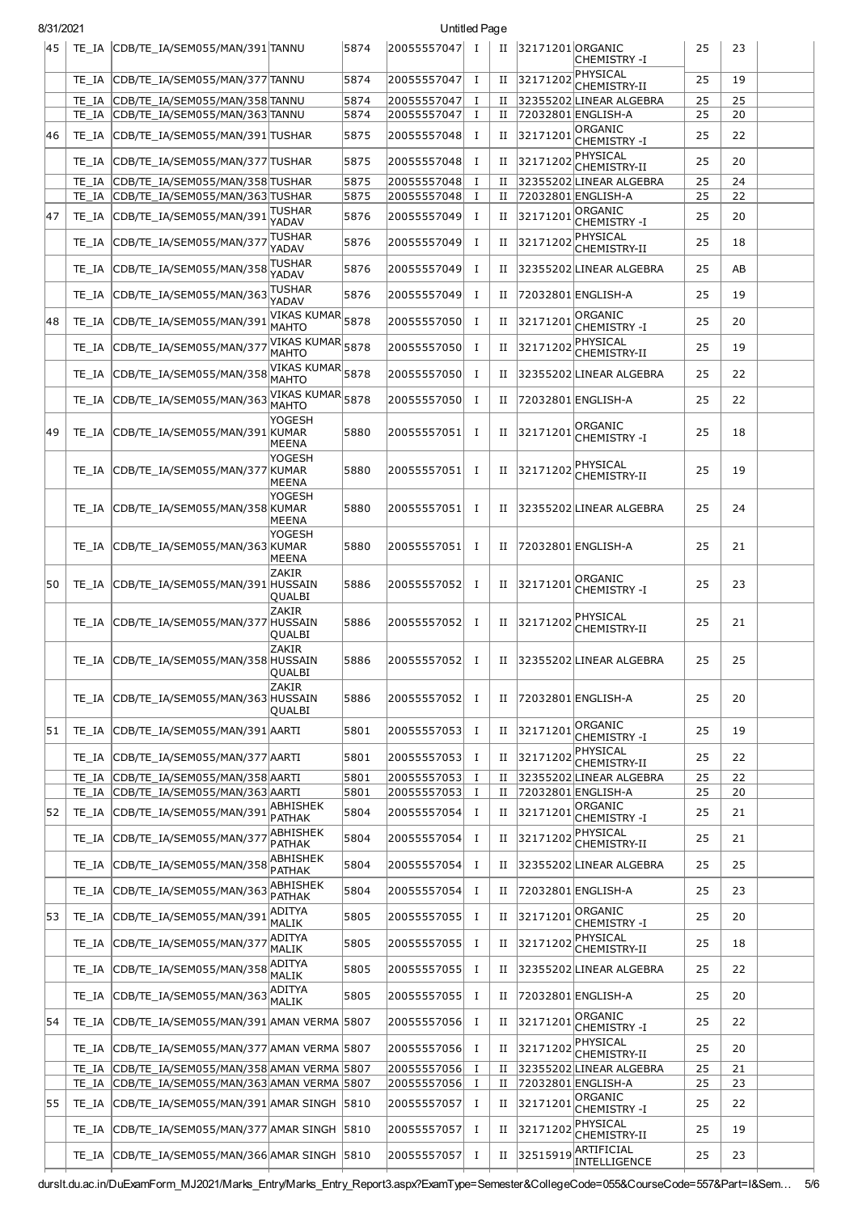| | | | | | | | | | | | | |
|---|---|---|---|---|---|---|---|---|---|---|---|---|
| 45 | TE_IA | CDB/TE_IA/SEM055/MAN/391 | TANNU | 5874 | 20055557047 | I | II | 32171201 | ORGANIC CHEMISTRY -I | 25 | 23 | |
| | TE_IA | CDB/TE_IA/SEM055/MAN/377 | TANNU | 5874 | 20055557047 | I | II | 32171202 | PHYSICAL CHEMISTRY-II | 25 | 19 | |
| | TE_IA | CDB/TE_IA/SEM055/MAN/358 | TANNU | 5874 | 20055557047 | I | II | 32355202 | LINEAR ALGEBRA | 25 | 25 | |
| | TE_IA | CDB/TE_IA/SEM055/MAN/363 | TANNU | 5874 | 20055557047 | I | II | 72032801 | ENGLISH-A | 25 | 20 | |
| 46 | TE_IA | CDB/TE_IA/SEM055/MAN/391 | TUSHAR | 5875 | 20055557048 | I | II | 32171201 | ORGANIC CHEMISTRY -I | 25 | 22 | |
| | TE_IA | CDB/TE_IA/SEM055/MAN/377 | TUSHAR | 5875 | 20055557048 | I | II | 32171202 | PHYSICAL CHEMISTRY-II | 25 | 20 | |
| | TE_IA | CDB/TE_IA/SEM055/MAN/358 | TUSHAR | 5875 | 20055557048 | I | II | 32355202 | LINEAR ALGEBRA | 25 | 24 | |
| | TE_IA | CDB/TE_IA/SEM055/MAN/363 | TUSHAR | 5875 | 20055557048 | I | II | 72032801 | ENGLISH-A | 25 | 22 | |
| 47 | TE_IA | CDB/TE_IA/SEM055/MAN/391 | TUSHAR YADAV | 5876 | 20055557049 | I | II | 32171201 | ORGANIC CHEMISTRY -I | 25 | 20 | |
| | TE_IA | CDB/TE_IA/SEM055/MAN/377 | TUSHAR YADAV | 5876 | 20055557049 | I | II | 32171202 | PHYSICAL CHEMISTRY-II | 25 | 18 | |
| | TE_IA | CDB/TE_IA/SEM055/MAN/358 | TUSHAR YADAV | 5876 | 20055557049 | I | II | 32355202 | LINEAR ALGEBRA | 25 | AB | |
| | TE_IA | CDB/TE_IA/SEM055/MAN/363 | TUSHAR YADAV | 5876 | 20055557049 | I | II | 72032801 | ENGLISH-A | 25 | 19 | |
| 48 | TE_IA | CDB/TE_IA/SEM055/MAN/391 | VIKAS KUMAR MAHTO | 5878 | 20055557050 | I | II | 32171201 | ORGANIC CHEMISTRY -I | 25 | 20 | |
| | TE_IA | CDB/TE_IA/SEM055/MAN/377 | VIKAS KUMAR MAHTO | 5878 | 20055557050 | I | II | 32171202 | PHYSICAL CHEMISTRY-II | 25 | 19 | |
| | TE_IA | CDB/TE_IA/SEM055/MAN/358 | VIKAS KUMAR MAHTO | 5878 | 20055557050 | I | II | 32355202 | LINEAR ALGEBRA | 25 | 22 | |
| | TE_IA | CDB/TE_IA/SEM055/MAN/363 | VIKAS KUMAR MAHTO | 5878 | 20055557050 | I | II | 72032801 | ENGLISH-A | 25 | 22 | |
| 49 | TE_IA | CDB/TE_IA/SEM055/MAN/391 | YOGESH KUMAR MEENA | 5880 | 20055557051 | I | II | 32171201 | ORGANIC CHEMISTRY -I | 25 | 18 | |
| | TE_IA | CDB/TE_IA/SEM055/MAN/377 | YOGESH KUMAR MEENA | 5880 | 20055557051 | I | II | 32171202 | PHYSICAL CHEMISTRY-II | 25 | 19 | |
| | TE_IA | CDB/TE_IA/SEM055/MAN/358 | YOGESH KUMAR MEENA | 5880 | 20055557051 | I | II | 32355202 | LINEAR ALGEBRA | 25 | 24 | |
| | TE_IA | CDB/TE_IA/SEM055/MAN/363 | YOGESH KUMAR MEENA | 5880 | 20055557051 | I | II | 72032801 | ENGLISH-A | 25 | 21 | |
| 50 | TE_IA | CDB/TE_IA/SEM055/MAN/391 | ZAKIR HUSSAIN QUALBI | 5886 | 20055557052 | I | II | 32171201 | ORGANIC CHEMISTRY -I | 25 | 23 | |
| | TE_IA | CDB/TE_IA/SEM055/MAN/377 | ZAKIR HUSSAIN QUALBI | 5886 | 20055557052 | I | II | 32171202 | PHYSICAL CHEMISTRY-II | 25 | 21 | |
| | TE_IA | CDB/TE_IA/SEM055/MAN/358 | ZAKIR HUSSAIN QUALBI | 5886 | 20055557052 | I | II | 32355202 | LINEAR ALGEBRA | 25 | 25 | |
| | TE_IA | CDB/TE_IA/SEM055/MAN/363 | ZAKIR HUSSAIN QUALBI | 5886 | 20055557052 | I | II | 72032801 | ENGLISH-A | 25 | 20 | |
| 51 | TE_IA | CDB/TE_IA/SEM055/MAN/391 | AARTI | 5801 | 20055557053 | I | II | 32171201 | ORGANIC CHEMISTRY -I | 25 | 19 | |
| | TE_IA | CDB/TE_IA/SEM055/MAN/377 | AARTI | 5801 | 20055557053 | I | II | 32171202 | PHYSICAL CHEMISTRY-II | 25 | 22 | |
| | TE_IA | CDB/TE_IA/SEM055/MAN/358 | AARTI | 5801 | 20055557053 | I | II | 32355202 | LINEAR ALGEBRA | 25 | 22 | |
| | TE_IA | CDB/TE_IA/SEM055/MAN/363 | AARTI | 5801 | 20055557053 | I | II | 72032801 | ENGLISH-A | 25 | 20 | |
| 52 | TE_IA | CDB/TE_IA/SEM055/MAN/391 | ABHISHEK PATHAK | 5804 | 20055557054 | I | II | 32171201 | ORGANIC CHEMISTRY -I | 25 | 21 | |
| | TE_IA | CDB/TE_IA/SEM055/MAN/377 | ABHISHEK PATHAK | 5804 | 20055557054 | I | II | 32171202 | PHYSICAL CHEMISTRY-II | 25 | 21 | |
| | TE_IA | CDB/TE_IA/SEM055/MAN/358 | ABHISHEK PATHAK | 5804 | 20055557054 | I | II | 32355202 | LINEAR ALGEBRA | 25 | 25 | |
| | TE_IA | CDB/TE_IA/SEM055/MAN/363 | ABHISHEK PATHAK | 5804 | 20055557054 | I | II | 72032801 | ENGLISH-A | 25 | 23 | |
| 53 | TE_IA | CDB/TE_IA/SEM055/MAN/391 | ADITYA MALIK | 5805 | 20055557055 | I | II | 32171201 | ORGANIC CHEMISTRY -I | 25 | 20 | |
| | TE_IA | CDB/TE_IA/SEM055/MAN/377 | ADITYA MALIK | 5805 | 20055557055 | I | II | 32171202 | PHYSICAL CHEMISTRY-II | 25 | 18 | |
| | TE_IA | CDB/TE_IA/SEM055/MAN/358 | ADITYA MALIK | 5805 | 20055557055 | I | II | 32355202 | LINEAR ALGEBRA | 25 | 22 | |
| | TE_IA | CDB/TE_IA/SEM055/MAN/363 | ADITYA MALIK | 5805 | 20055557055 | I | II | 72032801 | ENGLISH-A | 25 | 20 | |
| 54 | TE_IA | CDB/TE_IA/SEM055/MAN/391 | AMAN VERMA | 5807 | 20055557056 | I | II | 32171201 | ORGANIC CHEMISTRY -I | 25 | 22 | |
| | TE_IA | CDB/TE_IA/SEM055/MAN/377 | AMAN VERMA | 5807 | 20055557056 | I | II | 32171202 | PHYSICAL CHEMISTRY-II | 25 | 20 | |
| | TE_IA | CDB/TE_IA/SEM055/MAN/358 | AMAN VERMA | 5807 | 20055557056 | I | II | 32355202 | LINEAR ALGEBRA | 25 | 21 | |
| | TE_IA | CDB/TE_IA/SEM055/MAN/363 | AMAN VERMA | 5807 | 20055557056 | I | II | 72032801 | ENGLISH-A | 25 | 23 | |
| 55 | TE_IA | CDB/TE_IA/SEM055/MAN/391 | AMAR SINGH | 5810 | 20055557057 | I | II | 32171201 | ORGANIC CHEMISTRY -I | 25 | 22 | |
| | TE_IA | CDB/TE_IA/SEM055/MAN/377 | AMAR SINGH | 5810 | 20055557057 | I | II | 32171202 | PHYSICAL CHEMISTRY-II | 25 | 19 | |
| | TE_IA | CDB/TE_IA/SEM055/MAN/366 | AMAR SINGH | 5810 | 20055557057 | I | II | 32515919 | ARTIFICIAL INTELLIGENCE | 25 | 23 | |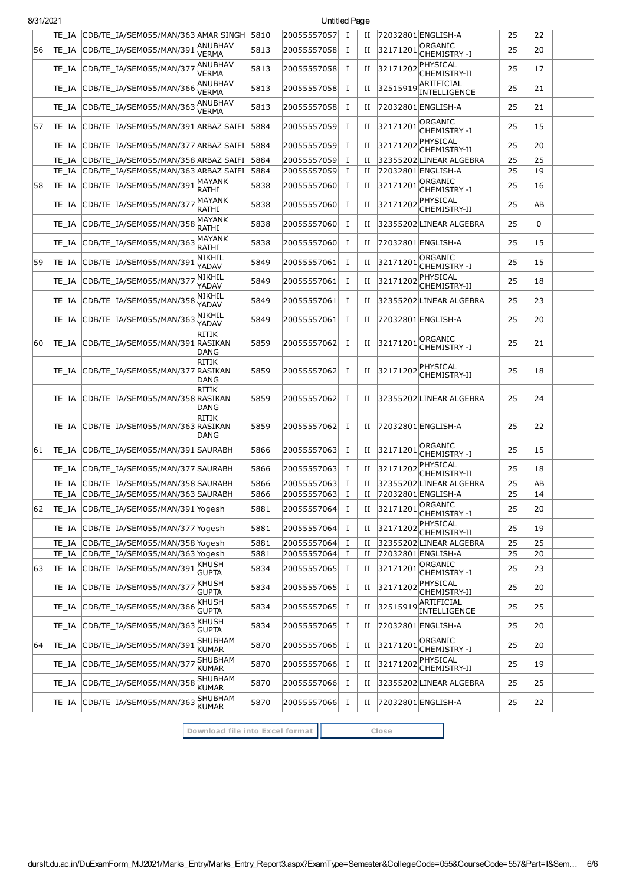| | | | | | | | | | | | | |
|---|---|---|---|---|---|---|---|---|---|---|---|---|
| | TE_IA | CDB/TE_IA/SEM055/MAN/363 | AMAR SINGH | 5810 | 20055557057 | I | II | 72032801 | ENGLISH-A | 25 | 22 | |
| 56 | TE_IA | CDB/TE_IA/SEM055/MAN/391 | ANUBHAV VERMA | 5813 | 20055557058 | I | II | 32171201 | ORGANIC CHEMISTRY -I | 25 | 20 | |
| | TE_IA | CDB/TE_IA/SEM055/MAN/377 | ANUBHAV VERMA | 5813 | 20055557058 | I | II | 32171202 | PHYSICAL CHEMISTRY-II | 25 | 17 | |
| | TE_IA | CDB/TE_IA/SEM055/MAN/366 | ANUBHAV VERMA | 5813 | 20055557058 | I | II | 32515919 | ARTIFICIAL INTELLIGENCE | 25 | 21 | |
| | TE_IA | CDB/TE_IA/SEM055/MAN/363 | ANUBHAV VERMA | 5813 | 20055557058 | I | II | 72032801 | ENGLISH-A | 25 | 21 | |
| 57 | TE_IA | CDB/TE_IA/SEM055/MAN/391 | ARBAZ SAIFI | 5884 | 20055557059 | I | II | 32171201 | ORGANIC CHEMISTRY -I | 25 | 15 | |
| | TE_IA | CDB/TE_IA/SEM055/MAN/377 | ARBAZ SAIFI | 5884 | 20055557059 | I | II | 32171202 | PHYSICAL CHEMISTRY-II | 25 | 20 | |
| | TE_IA | CDB/TE_IA/SEM055/MAN/358 | ARBAZ SAIFI | 5884 | 20055557059 | I | II | 32355202 | LINEAR ALGEBRA | 25 | 25 | |
| | TE_IA | CDB/TE_IA/SEM055/MAN/363 | ARBAZ SAIFI | 5884 | 20055557059 | I | II | 72032801 | ENGLISH-A | 25 | 19 | |
| 58 | TE_IA | CDB/TE_IA/SEM055/MAN/391 | MAYANK RATHI | 5838 | 20055557060 | I | II | 32171201 | ORGANIC CHEMISTRY -I | 25 | 16 | |
| | TE_IA | CDB/TE_IA/SEM055/MAN/377 | MAYANK RATHI | 5838 | 20055557060 | I | II | 32171202 | PHYSICAL CHEMISTRY-II | 25 | AB | |
| | TE_IA | CDB/TE_IA/SEM055/MAN/358 | MAYANK RATHI | 5838 | 20055557060 | I | II | 32355202 | LINEAR ALGEBRA | 25 | 0 | |
| | TE_IA | CDB/TE_IA/SEM055/MAN/363 | MAYANK RATHI | 5838 | 20055557060 | I | II | 72032801 | ENGLISH-A | 25 | 15 | |
| 59 | TE_IA | CDB/TE_IA/SEM055/MAN/391 | NIKHIL YADAV | 5849 | 20055557061 | I | II | 32171201 | ORGANIC CHEMISTRY -I | 25 | 15 | |
| | TE_IA | CDB/TE_IA/SEM055/MAN/377 | NIKHIL YADAV | 5849 | 20055557061 | I | II | 32171202 | PHYSICAL CHEMISTRY-II | 25 | 18 | |
| | TE_IA | CDB/TE_IA/SEM055/MAN/358 | NIKHIL YADAV | 5849 | 20055557061 | I | II | 32355202 | LINEAR ALGEBRA | 25 | 23 | |
| | TE_IA | CDB/TE_IA/SEM055/MAN/363 | NIKHIL YADAV | 5849 | 20055557061 | I | II | 72032801 | ENGLISH-A | 25 | 20 | |
| 60 | TE_IA | CDB/TE_IA/SEM055/MAN/391 | RITIK RASIKAN DANG | 5859 | 20055557062 | I | II | 32171201 | ORGANIC CHEMISTRY -I | 25 | 21 | |
| | TE_IA | CDB/TE_IA/SEM055/MAN/377 | RITIK RASIKAN DANG | 5859 | 20055557062 | I | II | 32171202 | PHYSICAL CHEMISTRY-II | 25 | 18 | |
| | TE_IA | CDB/TE_IA/SEM055/MAN/358 | RITIK RASIKAN DANG | 5859 | 20055557062 | I | II | 32355202 | LINEAR ALGEBRA | 25 | 24 | |
| | TE_IA | CDB/TE_IA/SEM055/MAN/363 | RITIK RASIKAN DANG | 5859 | 20055557062 | I | II | 72032801 | ENGLISH-A | 25 | 22 | |
| 61 | TE_IA | CDB/TE_IA/SEM055/MAN/391 | SAURABH | 5866 | 20055557063 | I | II | 32171201 | ORGANIC CHEMISTRY -I | 25 | 15 | |
| | TE_IA | CDB/TE_IA/SEM055/MAN/377 | SAURABH | 5866 | 20055557063 | I | II | 32171202 | PHYSICAL CHEMISTRY-II | 25 | 18 | |
| | TE_IA | CDB/TE_IA/SEM055/MAN/358 | SAURABH | 5866 | 20055557063 | I | II | 32355202 | LINEAR ALGEBRA | 25 | AB | |
| | TE_IA | CDB/TE_IA/SEM055/MAN/363 | SAURABH | 5866 | 20055557063 | I | II | 72032801 | ENGLISH-A | 25 | 14 | |
| 62 | TE_IA | CDB/TE_IA/SEM055/MAN/391 | Yogesh | 5881 | 20055557064 | I | II | 32171201 | ORGANIC CHEMISTRY -I | 25 | 20 | |
| | TE_IA | CDB/TE_IA/SEM055/MAN/377 | Yogesh | 5881 | 20055557064 | I | II | 32171202 | PHYSICAL CHEMISTRY-II | 25 | 19 | |
| | TE_IA | CDB/TE_IA/SEM055/MAN/358 | Yogesh | 5881 | 20055557064 | I | II | 32355202 | LINEAR ALGEBRA | 25 | 25 | |
| | TE_IA | CDB/TE_IA/SEM055/MAN/363 | Yogesh | 5881 | 20055557064 | I | II | 72032801 | ENGLISH-A | 25 | 20 | |
| 63 | TE_IA | CDB/TE_IA/SEM055/MAN/391 | KHUSH GUPTA | 5834 | 20055557065 | I | II | 32171201 | ORGANIC CHEMISTRY -I | 25 | 23 | |
| | TE_IA | CDB/TE_IA/SEM055/MAN/377 | KHUSH GUPTA | 5834 | 20055557065 | I | II | 32171202 | PHYSICAL CHEMISTRY-II | 25 | 20 | |
| | TE_IA | CDB/TE_IA/SEM055/MAN/366 | KHUSH GUPTA | 5834 | 20055557065 | I | II | 32515919 | ARTIFICIAL INTELLIGENCE | 25 | 25 | |
| | TE_IA | CDB/TE_IA/SEM055/MAN/363 | KHUSH GUPTA | 5834 | 20055557065 | I | II | 72032801 | ENGLISH-A | 25 | 20 | |
| 64 | TE_IA | CDB/TE_IA/SEM055/MAN/391 | SHUBHAM KUMAR | 5870 | 20055557066 | I | II | 32171201 | ORGANIC CHEMISTRY -I | 25 | 20 | |
| | TE_IA | CDB/TE_IA/SEM055/MAN/377 | SHUBHAM KUMAR | 5870 | 20055557066 | I | II | 32171202 | PHYSICAL CHEMISTRY-II | 25 | 19 | |
| | TE_IA | CDB/TE_IA/SEM055/MAN/358 | SHUBHAM KUMAR | 5870 | 20055557066 | I | II | 32355202 | LINEAR ALGEBRA | 25 | 25 | |
| | TE_IA | CDB/TE_IA/SEM055/MAN/363 | SHUBHAM KUMAR | 5870 | 20055557066 | I | II | 72032801 | ENGLISH-A | 25 | 22 | |

Download file into Excel format | Close